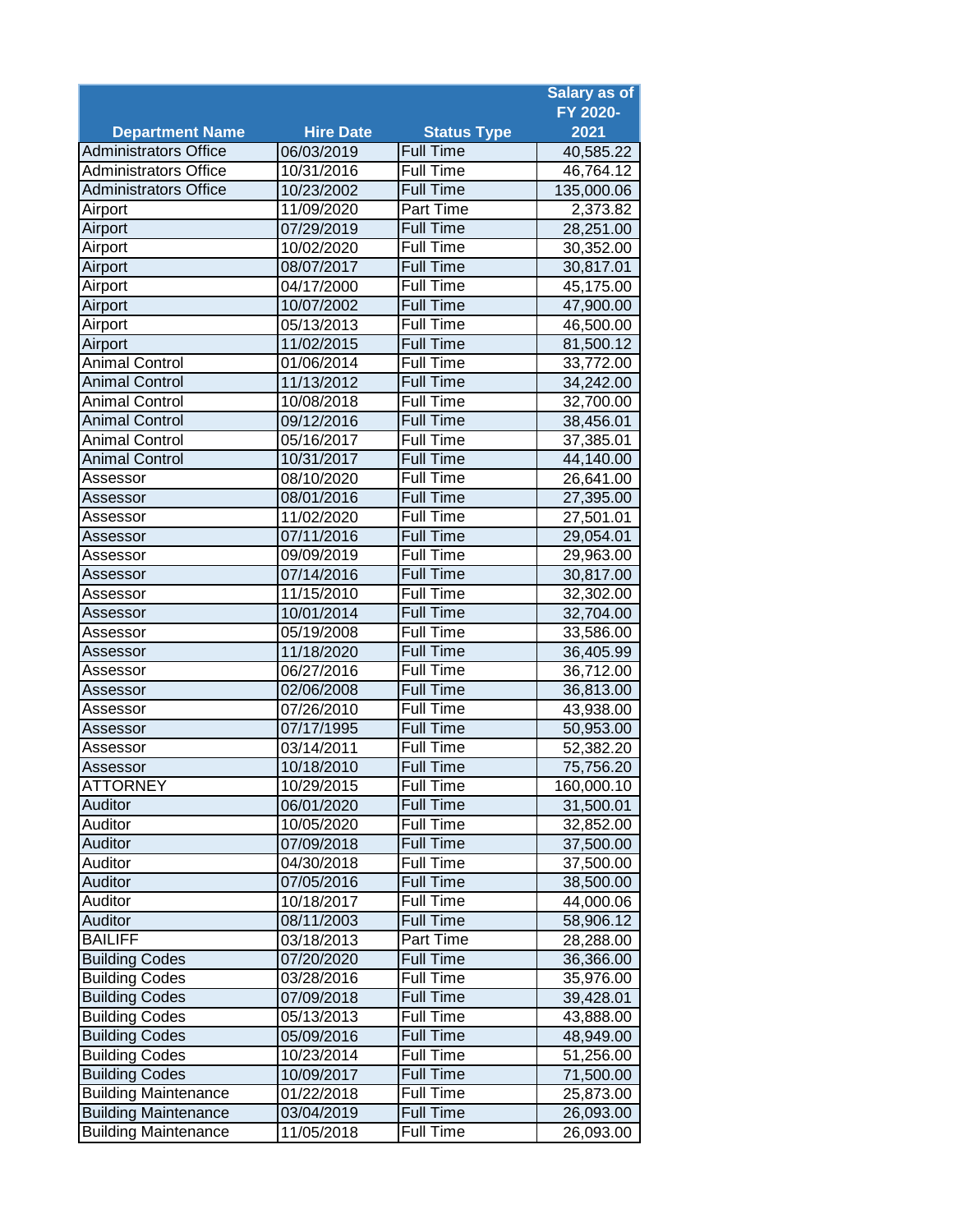| Department Name | Hire Date | Status Type | Salary as of FY 2020-2021 |
|---|---|---|---|
| Administrators Office | 06/03/2019 | Full Time | 40,585.22 |
| Administrators Office | 10/31/2016 | Full Time | 46,764.12 |
| Administrators Office | 10/23/2002 | Full Time | 135,000.06 |
| Airport | 11/09/2020 | Part Time | 2,373.82 |
| Airport | 07/29/2019 | Full Time | 28,251.00 |
| Airport | 10/02/2020 | Full Time | 30,352.00 |
| Airport | 08/07/2017 | Full Time | 30,817.01 |
| Airport | 04/17/2000 | Full Time | 45,175.00 |
| Airport | 10/07/2002 | Full Time | 47,900.00 |
| Airport | 05/13/2013 | Full Time | 46,500.00 |
| Airport | 11/02/2015 | Full Time | 81,500.12 |
| Animal Control | 01/06/2014 | Full Time | 33,772.00 |
| Animal Control | 11/13/2012 | Full Time | 34,242.00 |
| Animal Control | 10/08/2018 | Full Time | 32,700.00 |
| Animal Control | 09/12/2016 | Full Time | 38,456.01 |
| Animal Control | 05/16/2017 | Full Time | 37,385.01 |
| Animal Control | 10/31/2017 | Full Time | 44,140.00 |
| Assessor | 08/10/2020 | Full Time | 26,641.00 |
| Assessor | 08/01/2016 | Full Time | 27,395.00 |
| Assessor | 11/02/2020 | Full Time | 27,501.01 |
| Assessor | 07/11/2016 | Full Time | 29,054.01 |
| Assessor | 09/09/2019 | Full Time | 29,963.00 |
| Assessor | 07/14/2016 | Full Time | 30,817.00 |
| Assessor | 11/15/2010 | Full Time | 32,302.00 |
| Assessor | 10/01/2014 | Full Time | 32,704.00 |
| Assessor | 05/19/2008 | Full Time | 33,586.00 |
| Assessor | 11/18/2020 | Full Time | 36,405.99 |
| Assessor | 06/27/2016 | Full Time | 36,712.00 |
| Assessor | 02/06/2008 | Full Time | 36,813.00 |
| Assessor | 07/26/2010 | Full Time | 43,938.00 |
| Assessor | 07/17/1995 | Full Time | 50,953.00 |
| Assessor | 03/14/2011 | Full Time | 52,382.20 |
| Assessor | 10/18/2010 | Full Time | 75,756.20 |
| ATTORNEY | 10/29/2015 | Full Time | 160,000.10 |
| Auditor | 06/01/2020 | Full Time | 31,500.01 |
| Auditor | 10/05/2020 | Full Time | 32,852.00 |
| Auditor | 07/09/2018 | Full Time | 37,500.00 |
| Auditor | 04/30/2018 | Full Time | 37,500.00 |
| Auditor | 07/05/2016 | Full Time | 38,500.00 |
| Auditor | 10/18/2017 | Full Time | 44,000.06 |
| Auditor | 08/11/2003 | Full Time | 58,906.12 |
| BAILIFF | 03/18/2013 | Part Time | 28,288.00 |
| Building Codes | 07/20/2020 | Full Time | 36,366.00 |
| Building Codes | 03/28/2016 | Full Time | 35,976.00 |
| Building Codes | 07/09/2018 | Full Time | 39,428.01 |
| Building Codes | 05/13/2013 | Full Time | 43,888.00 |
| Building Codes | 05/09/2016 | Full Time | 48,949.00 |
| Building Codes | 10/23/2014 | Full Time | 51,256.00 |
| Building Codes | 10/09/2017 | Full Time | 71,500.00 |
| Building Maintenance | 01/22/2018 | Full Time | 25,873.00 |
| Building Maintenance | 03/04/2019 | Full Time | 26,093.00 |
| Building Maintenance | 11/05/2018 | Full Time | 26,093.00 |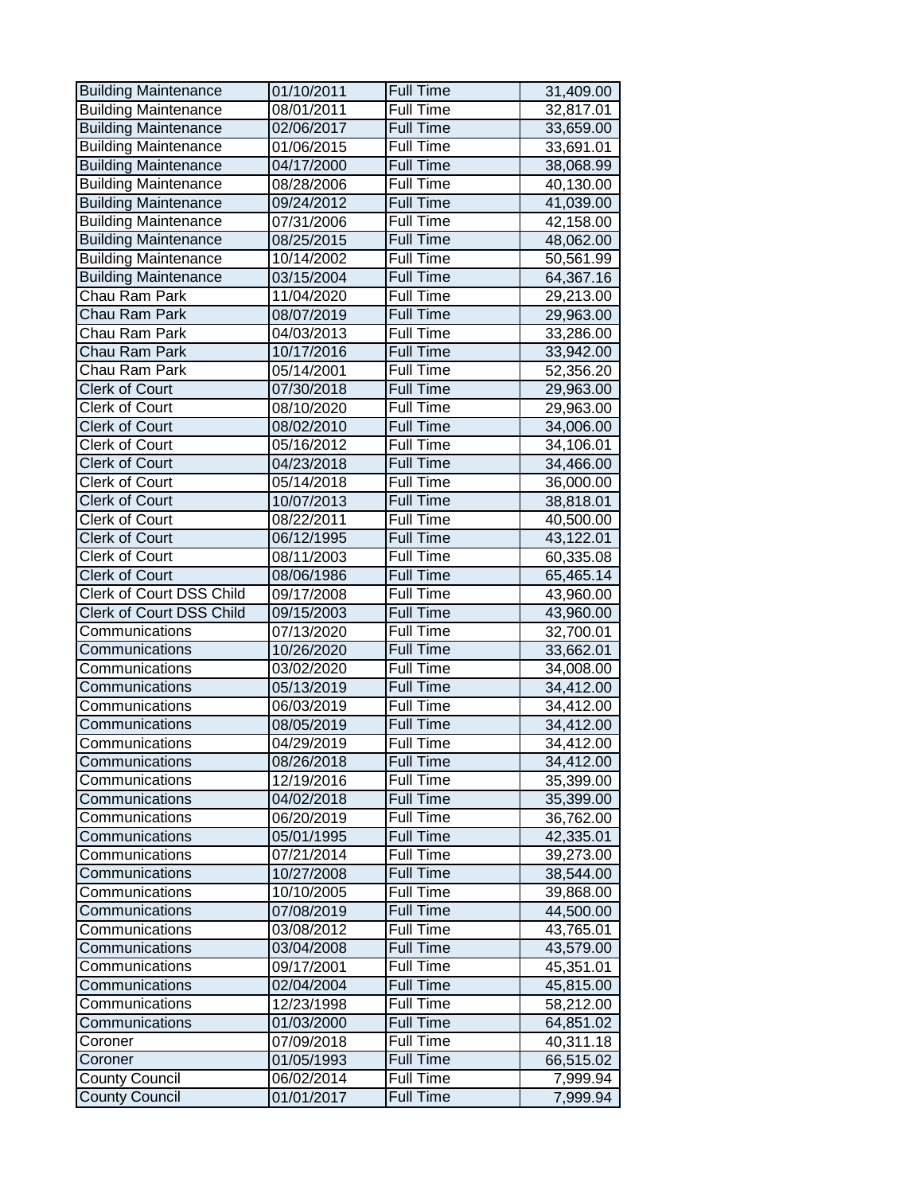| | | | |
|---|---|---|---|
| Building Maintenance | 01/10/2011 | Full Time | 31,409.00 |
| Building Maintenance | 08/01/2011 | Full Time | 32,817.01 |
| Building Maintenance | 02/06/2017 | Full Time | 33,659.00 |
| Building Maintenance | 01/06/2015 | Full Time | 33,691.01 |
| Building Maintenance | 04/17/2000 | Full Time | 38,068.99 |
| Building Maintenance | 08/28/2006 | Full Time | 40,130.00 |
| Building Maintenance | 09/24/2012 | Full Time | 41,039.00 |
| Building Maintenance | 07/31/2006 | Full Time | 42,158.00 |
| Building Maintenance | 08/25/2015 | Full Time | 48,062.00 |
| Building Maintenance | 10/14/2002 | Full Time | 50,561.99 |
| Building Maintenance | 03/15/2004 | Full Time | 64,367.16 |
| Chau Ram Park | 11/04/2020 | Full Time | 29,213.00 |
| Chau Ram Park | 08/07/2019 | Full Time | 29,963.00 |
| Chau Ram Park | 04/03/2013 | Full Time | 33,286.00 |
| Chau Ram Park | 10/17/2016 | Full Time | 33,942.00 |
| Chau Ram Park | 05/14/2001 | Full Time | 52,356.20 |
| Clerk of Court | 07/30/2018 | Full Time | 29,963.00 |
| Clerk of Court | 08/10/2020 | Full Time | 29,963.00 |
| Clerk of Court | 08/02/2010 | Full Time | 34,006.00 |
| Clerk of Court | 05/16/2012 | Full Time | 34,106.01 |
| Clerk of Court | 04/23/2018 | Full Time | 34,466.00 |
| Clerk of Court | 05/14/2018 | Full Time | 36,000.00 |
| Clerk of Court | 10/07/2013 | Full Time | 38,818.01 |
| Clerk of Court | 08/22/2011 | Full Time | 40,500.00 |
| Clerk of Court | 06/12/1995 | Full Time | 43,122.01 |
| Clerk of Court | 08/11/2003 | Full Time | 60,335.08 |
| Clerk of Court | 08/06/1986 | Full Time | 65,465.14 |
| Clerk of Court DSS Child | 09/17/2008 | Full Time | 43,960.00 |
| Clerk of Court DSS Child | 09/15/2003 | Full Time | 43,960.00 |
| Communications | 07/13/2020 | Full Time | 32,700.01 |
| Communications | 10/26/2020 | Full Time | 33,662.01 |
| Communications | 03/02/2020 | Full Time | 34,008.00 |
| Communications | 05/13/2019 | Full Time | 34,412.00 |
| Communications | 06/03/2019 | Full Time | 34,412.00 |
| Communications | 08/05/2019 | Full Time | 34,412.00 |
| Communications | 04/29/2019 | Full Time | 34,412.00 |
| Communications | 08/26/2018 | Full Time | 34,412.00 |
| Communications | 12/19/2016 | Full Time | 35,399.00 |
| Communications | 04/02/2018 | Full Time | 35,399.00 |
| Communications | 06/20/2019 | Full Time | 36,762.00 |
| Communications | 05/01/1995 | Full Time | 42,335.01 |
| Communications | 07/21/2014 | Full Time | 39,273.00 |
| Communications | 10/27/2008 | Full Time | 38,544.00 |
| Communications | 10/10/2005 | Full Time | 39,868.00 |
| Communications | 07/08/2019 | Full Time | 44,500.00 |
| Communications | 03/08/2012 | Full Time | 43,765.01 |
| Communications | 03/04/2008 | Full Time | 43,579.00 |
| Communications | 09/17/2001 | Full Time | 45,351.01 |
| Communications | 02/04/2004 | Full Time | 45,815.00 |
| Communications | 12/23/1998 | Full Time | 58,212.00 |
| Communications | 01/03/2000 | Full Time | 64,851.02 |
| Coroner | 07/09/2018 | Full Time | 40,311.18 |
| Coroner | 01/05/1993 | Full Time | 66,515.02 |
| County Council | 06/02/2014 | Full Time | 7,999.94 |
| County Council | 01/01/2017 | Full Time | 7,999.94 |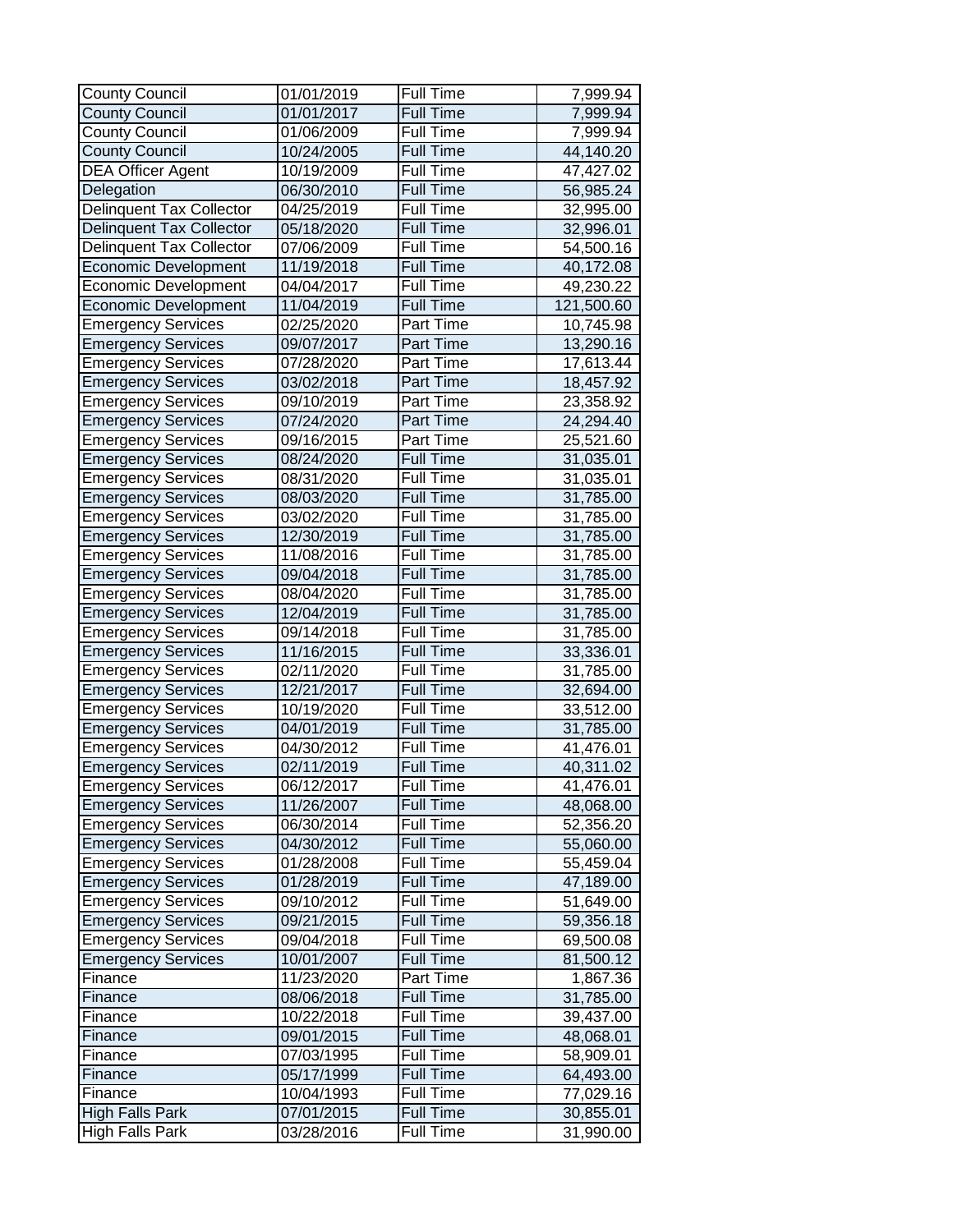| | | | |
|---|---|---|---|
| County Council | 01/01/2019 | Full Time | 7,999.94 |
| County Council | 01/01/2017 | Full Time | 7,999.94 |
| County Council | 01/06/2009 | Full Time | 7,999.94 |
| County Council | 10/24/2005 | Full Time | 44,140.20 |
| DEA Officer Agent | 10/19/2009 | Full Time | 47,427.02 |
| Delegation | 06/30/2010 | Full Time | 56,985.24 |
| Delinquent Tax Collector | 04/25/2019 | Full Time | 32,995.00 |
| Delinquent Tax Collector | 05/18/2020 | Full Time | 32,996.01 |
| Delinquent Tax Collector | 07/06/2009 | Full Time | 54,500.16 |
| Economic Development | 11/19/2018 | Full Time | 40,172.08 |
| Economic Development | 04/04/2017 | Full Time | 49,230.22 |
| Economic Development | 11/04/2019 | Full Time | 121,500.60 |
| Emergency Services | 02/25/2020 | Part Time | 10,745.98 |
| Emergency Services | 09/07/2017 | Part Time | 13,290.16 |
| Emergency Services | 07/28/2020 | Part Time | 17,613.44 |
| Emergency Services | 03/02/2018 | Part Time | 18,457.92 |
| Emergency Services | 09/10/2019 | Part Time | 23,358.92 |
| Emergency Services | 07/24/2020 | Part Time | 24,294.40 |
| Emergency Services | 09/16/2015 | Part Time | 25,521.60 |
| Emergency Services | 08/24/2020 | Full Time | 31,035.01 |
| Emergency Services | 08/31/2020 | Full Time | 31,035.01 |
| Emergency Services | 08/03/2020 | Full Time | 31,785.00 |
| Emergency Services | 03/02/2020 | Full Time | 31,785.00 |
| Emergency Services | 12/30/2019 | Full Time | 31,785.00 |
| Emergency Services | 11/08/2016 | Full Time | 31,785.00 |
| Emergency Services | 09/04/2018 | Full Time | 31,785.00 |
| Emergency Services | 08/04/2020 | Full Time | 31,785.00 |
| Emergency Services | 12/04/2019 | Full Time | 31,785.00 |
| Emergency Services | 09/14/2018 | Full Time | 31,785.00 |
| Emergency Services | 11/16/2015 | Full Time | 33,336.01 |
| Emergency Services | 02/11/2020 | Full Time | 31,785.00 |
| Emergency Services | 12/21/2017 | Full Time | 32,694.00 |
| Emergency Services | 10/19/2020 | Full Time | 33,512.00 |
| Emergency Services | 04/01/2019 | Full Time | 31,785.00 |
| Emergency Services | 04/30/2012 | Full Time | 41,476.01 |
| Emergency Services | 02/11/2019 | Full Time | 40,311.02 |
| Emergency Services | 06/12/2017 | Full Time | 41,476.01 |
| Emergency Services | 11/26/2007 | Full Time | 48,068.00 |
| Emergency Services | 06/30/2014 | Full Time | 52,356.20 |
| Emergency Services | 04/30/2012 | Full Time | 55,060.00 |
| Emergency Services | 01/28/2008 | Full Time | 55,459.04 |
| Emergency Services | 01/28/2019 | Full Time | 47,189.00 |
| Emergency Services | 09/10/2012 | Full Time | 51,649.00 |
| Emergency Services | 09/21/2015 | Full Time | 59,356.18 |
| Emergency Services | 09/04/2018 | Full Time | 69,500.08 |
| Emergency Services | 10/01/2007 | Full Time | 81,500.12 |
| Finance | 11/23/2020 | Part Time | 1,867.36 |
| Finance | 08/06/2018 | Full Time | 31,785.00 |
| Finance | 10/22/2018 | Full Time | 39,437.00 |
| Finance | 09/01/2015 | Full Time | 48,068.01 |
| Finance | 07/03/1995 | Full Time | 58,909.01 |
| Finance | 05/17/1999 | Full Time | 64,493.00 |
| Finance | 10/04/1993 | Full Time | 77,029.16 |
| High Falls Park | 07/01/2015 | Full Time | 30,855.01 |
| High Falls Park | 03/28/2016 | Full Time | 31,990.00 |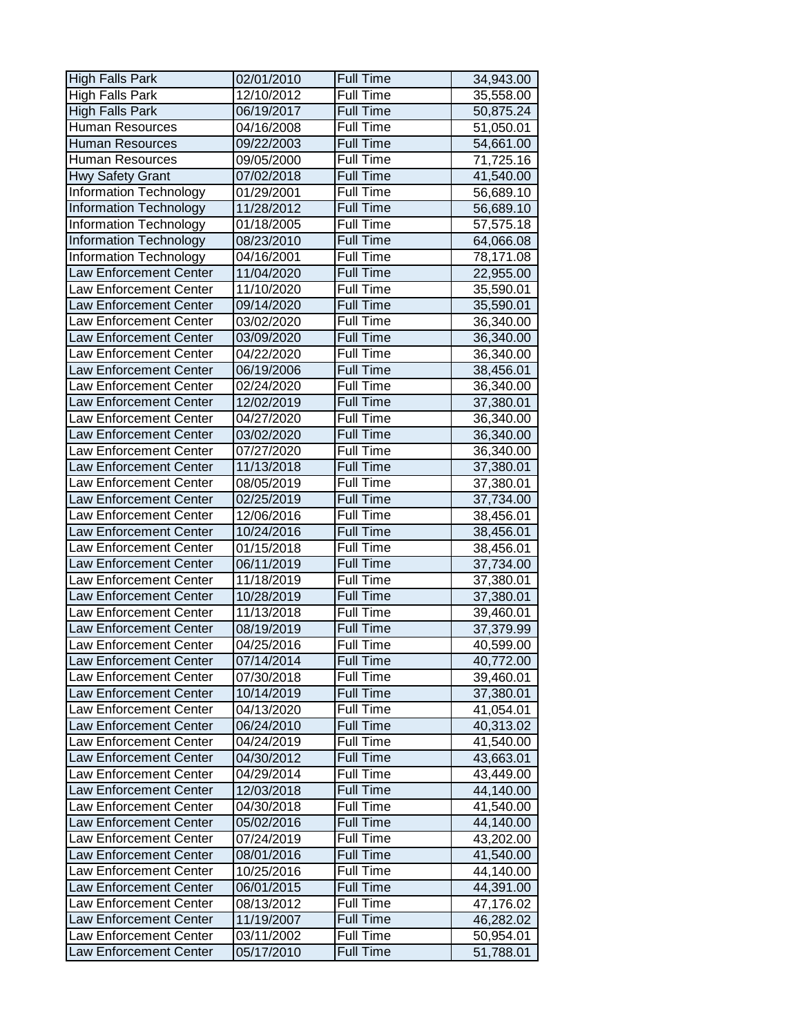| High Falls Park | 02/01/2010 | Full Time | 34,943.00 |
|---|---|---|---|
| High Falls Park | 12/10/2012 | Full Time | 35,558.00 |
| High Falls Park | 06/19/2017 | Full Time | 50,875.24 |
| Human Resources | 04/16/2008 | Full Time | 51,050.01 |
| Human Resources | 09/22/2003 | Full Time | 54,661.00 |
| Human Resources | 09/05/2000 | Full Time | 71,725.16 |
| Hwy Safety Grant | 07/02/2018 | Full Time | 41,540.00 |
| Information Technology | 01/29/2001 | Full Time | 56,689.10 |
| Information Technology | 11/28/2012 | Full Time | 56,689.10 |
| Information Technology | 01/18/2005 | Full Time | 57,575.18 |
| Information Technology | 08/23/2010 | Full Time | 64,066.08 |
| Information Technology | 04/16/2001 | Full Time | 78,171.08 |
| Law Enforcement Center | 11/04/2020 | Full Time | 22,955.00 |
| Law Enforcement Center | 11/10/2020 | Full Time | 35,590.01 |
| Law Enforcement Center | 09/14/2020 | Full Time | 35,590.01 |
| Law Enforcement Center | 03/02/2020 | Full Time | 36,340.00 |
| Law Enforcement Center | 03/09/2020 | Full Time | 36,340.00 |
| Law Enforcement Center | 04/22/2020 | Full Time | 36,340.00 |
| Law Enforcement Center | 06/19/2006 | Full Time | 38,456.01 |
| Law Enforcement Center | 02/24/2020 | Full Time | 36,340.00 |
| Law Enforcement Center | 12/02/2019 | Full Time | 37,380.01 |
| Law Enforcement Center | 04/27/2020 | Full Time | 36,340.00 |
| Law Enforcement Center | 03/02/2020 | Full Time | 36,340.00 |
| Law Enforcement Center | 07/27/2020 | Full Time | 36,340.00 |
| Law Enforcement Center | 11/13/2018 | Full Time | 37,380.01 |
| Law Enforcement Center | 08/05/2019 | Full Time | 37,380.01 |
| Law Enforcement Center | 02/25/2019 | Full Time | 37,734.00 |
| Law Enforcement Center | 12/06/2016 | Full Time | 38,456.01 |
| Law Enforcement Center | 10/24/2016 | Full Time | 38,456.01 |
| Law Enforcement Center | 01/15/2018 | Full Time | 38,456.01 |
| Law Enforcement Center | 06/11/2019 | Full Time | 37,734.00 |
| Law Enforcement Center | 11/18/2019 | Full Time | 37,380.01 |
| Law Enforcement Center | 10/28/2019 | Full Time | 37,380.01 |
| Law Enforcement Center | 11/13/2018 | Full Time | 39,460.01 |
| Law Enforcement Center | 08/19/2019 | Full Time | 37,379.99 |
| Law Enforcement Center | 04/25/2016 | Full Time | 40,599.00 |
| Law Enforcement Center | 07/14/2014 | Full Time | 40,772.00 |
| Law Enforcement Center | 07/30/2018 | Full Time | 39,460.01 |
| Law Enforcement Center | 10/14/2019 | Full Time | 37,380.01 |
| Law Enforcement Center | 04/13/2020 | Full Time | 41,054.01 |
| Law Enforcement Center | 06/24/2010 | Full Time | 40,313.02 |
| Law Enforcement Center | 04/24/2019 | Full Time | 41,540.00 |
| Law Enforcement Center | 04/30/2012 | Full Time | 43,663.01 |
| Law Enforcement Center | 04/29/2014 | Full Time | 43,449.00 |
| Law Enforcement Center | 12/03/2018 | Full Time | 44,140.00 |
| Law Enforcement Center | 04/30/2018 | Full Time | 41,540.00 |
| Law Enforcement Center | 05/02/2016 | Full Time | 44,140.00 |
| Law Enforcement Center | 07/24/2019 | Full Time | 43,202.00 |
| Law Enforcement Center | 08/01/2016 | Full Time | 41,540.00 |
| Law Enforcement Center | 10/25/2016 | Full Time | 44,140.00 |
| Law Enforcement Center | 06/01/2015 | Full Time | 44,391.00 |
| Law Enforcement Center | 08/13/2012 | Full Time | 47,176.02 |
| Law Enforcement Center | 11/19/2007 | Full Time | 46,282.02 |
| Law Enforcement Center | 03/11/2002 | Full Time | 50,954.01 |
| Law Enforcement Center | 05/17/2010 | Full Time | 51,788.01 |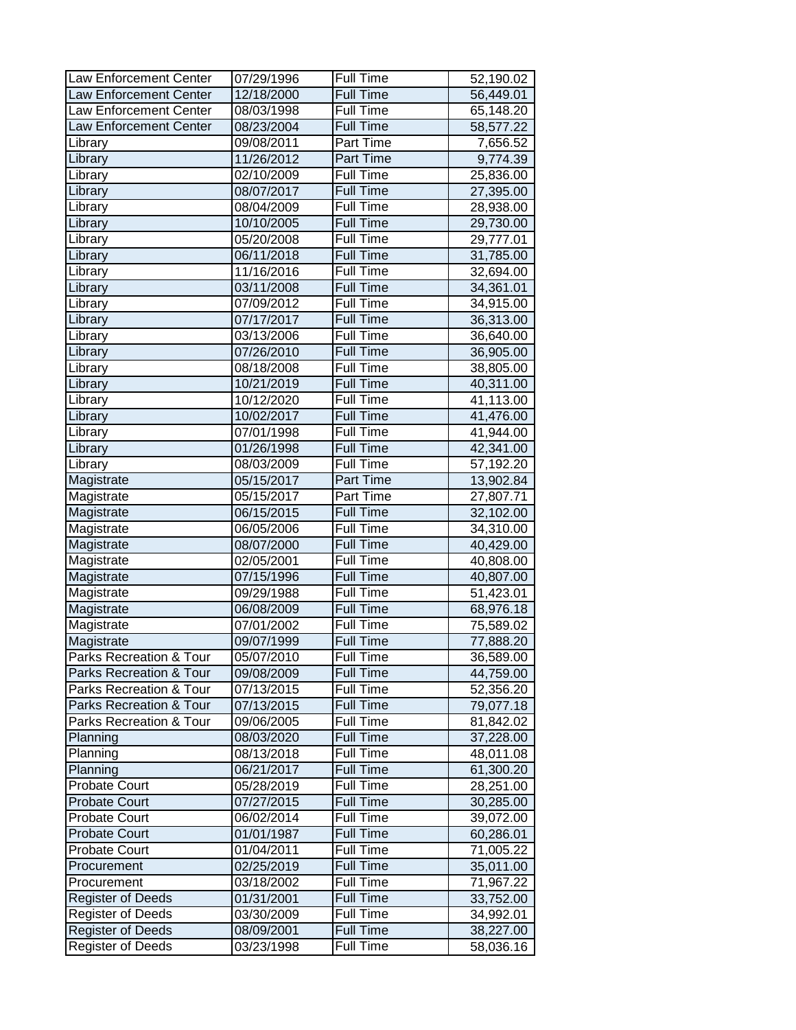| | | | |
|---|---|---|---|
| Law Enforcement Center | 07/29/1996 | Full Time | 52,190.02 |
| Law Enforcement Center | 12/18/2000 | Full Time | 56,449.01 |
| Law Enforcement Center | 08/03/1998 | Full Time | 65,148.20 |
| Law Enforcement Center | 08/23/2004 | Full Time | 58,577.22 |
| Library | 09/08/2011 | Part Time | 7,656.52 |
| Library | 11/26/2012 | Part Time | 9,774.39 |
| Library | 02/10/2009 | Full Time | 25,836.00 |
| Library | 08/07/2017 | Full Time | 27,395.00 |
| Library | 08/04/2009 | Full Time | 28,938.00 |
| Library | 10/10/2005 | Full Time | 29,730.00 |
| Library | 05/20/2008 | Full Time | 29,777.01 |
| Library | 06/11/2018 | Full Time | 31,785.00 |
| Library | 11/16/2016 | Full Time | 32,694.00 |
| Library | 03/11/2008 | Full Time | 34,361.01 |
| Library | 07/09/2012 | Full Time | 34,915.00 |
| Library | 07/17/2017 | Full Time | 36,313.00 |
| Library | 03/13/2006 | Full Time | 36,640.00 |
| Library | 07/26/2010 | Full Time | 36,905.00 |
| Library | 08/18/2008 | Full Time | 38,805.00 |
| Library | 10/21/2019 | Full Time | 40,311.00 |
| Library | 10/12/2020 | Full Time | 41,113.00 |
| Library | 10/02/2017 | Full Time | 41,476.00 |
| Library | 07/01/1998 | Full Time | 41,944.00 |
| Library | 01/26/1998 | Full Time | 42,341.00 |
| Library | 08/03/2009 | Full Time | 57,192.20 |
| Magistrate | 05/15/2017 | Part Time | 13,902.84 |
| Magistrate | 05/15/2017 | Part Time | 27,807.71 |
| Magistrate | 06/15/2015 | Full Time | 32,102.00 |
| Magistrate | 06/05/2006 | Full Time | 34,310.00 |
| Magistrate | 08/07/2000 | Full Time | 40,429.00 |
| Magistrate | 02/05/2001 | Full Time | 40,808.00 |
| Magistrate | 07/15/1996 | Full Time | 40,807.00 |
| Magistrate | 09/29/1988 | Full Time | 51,423.01 |
| Magistrate | 06/08/2009 | Full Time | 68,976.18 |
| Magistrate | 07/01/2002 | Full Time | 75,589.02 |
| Magistrate | 09/07/1999 | Full Time | 77,888.20 |
| Parks Recreation & Tour | 05/07/2010 | Full Time | 36,589.00 |
| Parks Recreation & Tour | 09/08/2009 | Full Time | 44,759.00 |
| Parks Recreation & Tour | 07/13/2015 | Full Time | 52,356.20 |
| Parks Recreation & Tour | 07/13/2015 | Full Time | 79,077.18 |
| Parks Recreation & Tour | 09/06/2005 | Full Time | 81,842.02 |
| Planning | 08/03/2020 | Full Time | 37,228.00 |
| Planning | 08/13/2018 | Full Time | 48,011.08 |
| Planning | 06/21/2017 | Full Time | 61,300.20 |
| Probate Court | 05/28/2019 | Full Time | 28,251.00 |
| Probate Court | 07/27/2015 | Full Time | 30,285.00 |
| Probate Court | 06/02/2014 | Full Time | 39,072.00 |
| Probate Court | 01/01/1987 | Full Time | 60,286.01 |
| Probate Court | 01/04/2011 | Full Time | 71,005.22 |
| Procurement | 02/25/2019 | Full Time | 35,011.00 |
| Procurement | 03/18/2002 | Full Time | 71,967.22 |
| Register of Deeds | 01/31/2001 | Full Time | 33,752.00 |
| Register of Deeds | 03/30/2009 | Full Time | 34,992.01 |
| Register of Deeds | 08/09/2001 | Full Time | 38,227.00 |
| Register of Deeds | 03/23/1998 | Full Time | 58,036.16 |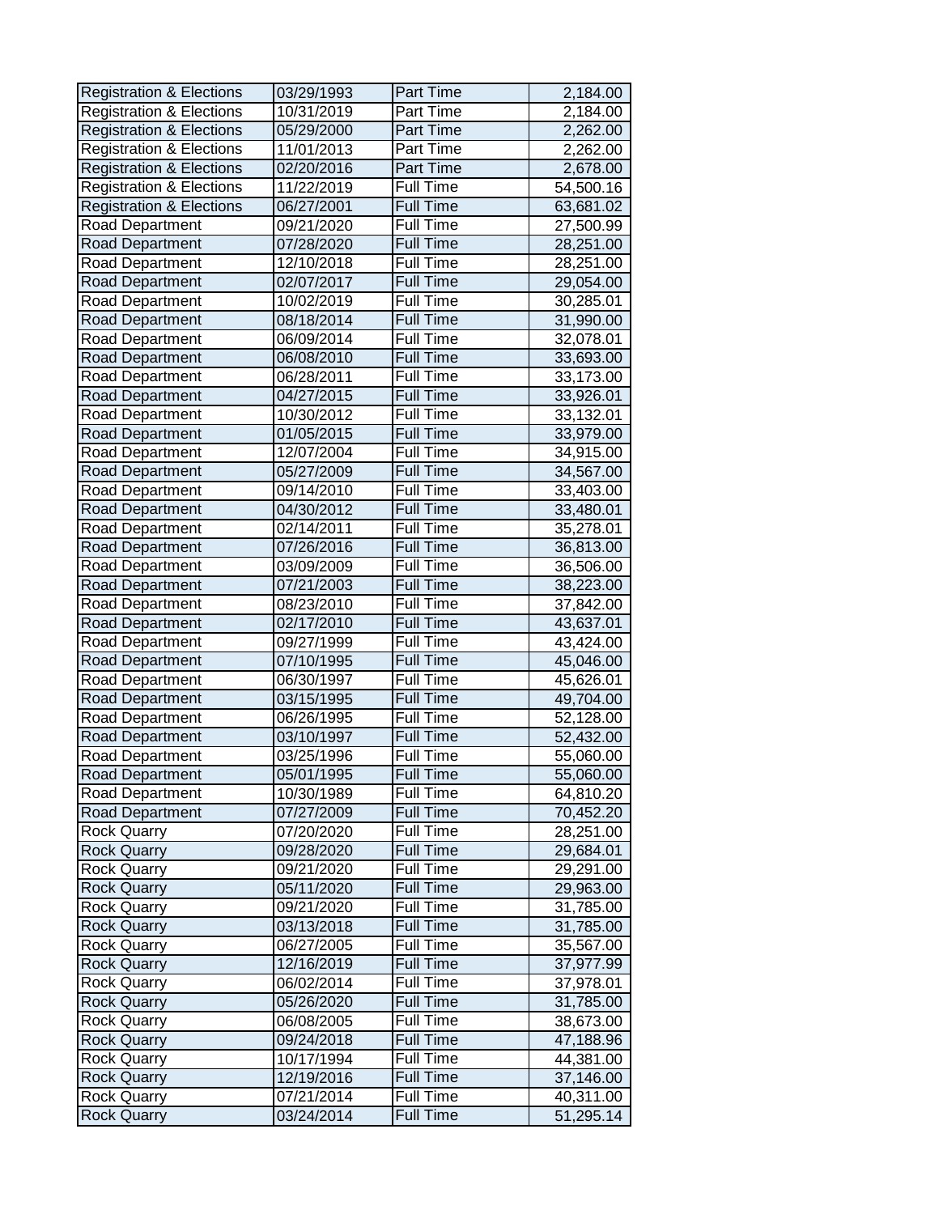| | | | |
|---|---|---|---|
| Registration & Elections | 03/29/1993 | Part Time | 2,184.00 |
| Registration & Elections | 10/31/2019 | Part Time | 2,184.00 |
| Registration & Elections | 05/29/2000 | Part Time | 2,262.00 |
| Registration & Elections | 11/01/2013 | Part Time | 2,262.00 |
| Registration & Elections | 02/20/2016 | Part Time | 2,678.00 |
| Registration & Elections | 11/22/2019 | Full Time | 54,500.16 |
| Registration & Elections | 06/27/2001 | Full Time | 63,681.02 |
| Road Department | 09/21/2020 | Full Time | 27,500.99 |
| Road Department | 07/28/2020 | Full Time | 28,251.00 |
| Road Department | 12/10/2018 | Full Time | 28,251.00 |
| Road Department | 02/07/2017 | Full Time | 29,054.00 |
| Road Department | 10/02/2019 | Full Time | 30,285.01 |
| Road Department | 08/18/2014 | Full Time | 31,990.00 |
| Road Department | 06/09/2014 | Full Time | 32,078.01 |
| Road Department | 06/08/2010 | Full Time | 33,693.00 |
| Road Department | 06/28/2011 | Full Time | 33,173.00 |
| Road Department | 04/27/2015 | Full Time | 33,926.01 |
| Road Department | 10/30/2012 | Full Time | 33,132.01 |
| Road Department | 01/05/2015 | Full Time | 33,979.00 |
| Road Department | 12/07/2004 | Full Time | 34,915.00 |
| Road Department | 05/27/2009 | Full Time | 34,567.00 |
| Road Department | 09/14/2010 | Full Time | 33,403.00 |
| Road Department | 04/30/2012 | Full Time | 33,480.01 |
| Road Department | 02/14/2011 | Full Time | 35,278.01 |
| Road Department | 07/26/2016 | Full Time | 36,813.00 |
| Road Department | 03/09/2009 | Full Time | 36,506.00 |
| Road Department | 07/21/2003 | Full Time | 38,223.00 |
| Road Department | 08/23/2010 | Full Time | 37,842.00 |
| Road Department | 02/17/2010 | Full Time | 43,637.01 |
| Road Department | 09/27/1999 | Full Time | 43,424.00 |
| Road Department | 07/10/1995 | Full Time | 45,046.00 |
| Road Department | 06/30/1997 | Full Time | 45,626.01 |
| Road Department | 03/15/1995 | Full Time | 49,704.00 |
| Road Department | 06/26/1995 | Full Time | 52,128.00 |
| Road Department | 03/10/1997 | Full Time | 52,432.00 |
| Road Department | 03/25/1996 | Full Time | 55,060.00 |
| Road Department | 05/01/1995 | Full Time | 55,060.00 |
| Road Department | 10/30/1989 | Full Time | 64,810.20 |
| Road Department | 07/27/2009 | Full Time | 70,452.20 |
| Rock Quarry | 07/20/2020 | Full Time | 28,251.00 |
| Rock Quarry | 09/28/2020 | Full Time | 29,684.01 |
| Rock Quarry | 09/21/2020 | Full Time | 29,291.00 |
| Rock Quarry | 05/11/2020 | Full Time | 29,963.00 |
| Rock Quarry | 09/21/2020 | Full Time | 31,785.00 |
| Rock Quarry | 03/13/2018 | Full Time | 31,785.00 |
| Rock Quarry | 06/27/2005 | Full Time | 35,567.00 |
| Rock Quarry | 12/16/2019 | Full Time | 37,977.99 |
| Rock Quarry | 06/02/2014 | Full Time | 37,978.01 |
| Rock Quarry | 05/26/2020 | Full Time | 31,785.00 |
| Rock Quarry | 06/08/2005 | Full Time | 38,673.00 |
| Rock Quarry | 09/24/2018 | Full Time | 47,188.96 |
| Rock Quarry | 10/17/1994 | Full Time | 44,381.00 |
| Rock Quarry | 12/19/2016 | Full Time | 37,146.00 |
| Rock Quarry | 07/21/2014 | Full Time | 40,311.00 |
| Rock Quarry | 03/24/2014 | Full Time | 51,295.14 |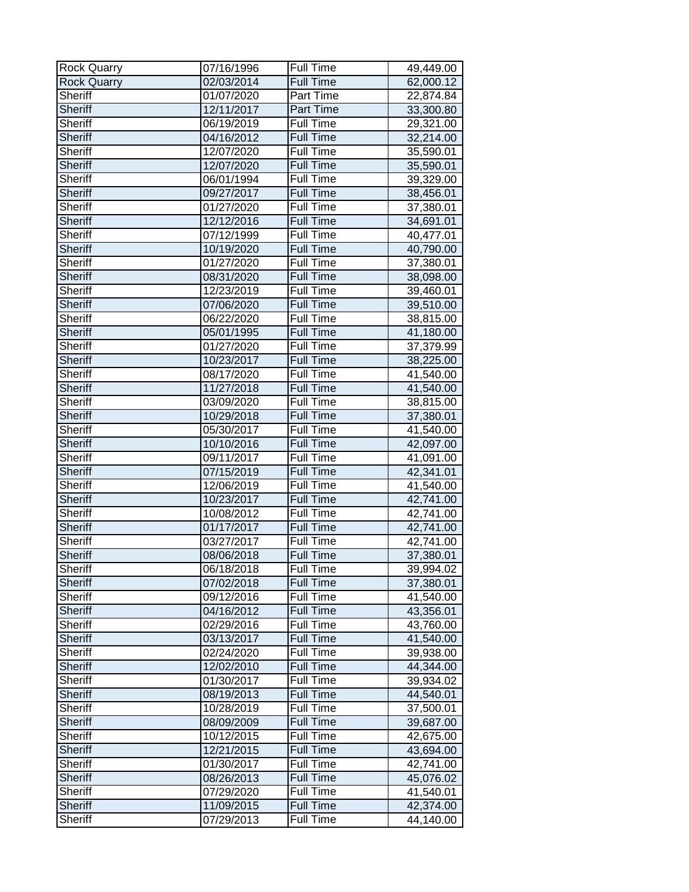| | | | |
|---|---|---|---|
| Rock Quarry | 07/16/1996 | Full Time | 49,449.00 |
| Rock Quarry | 02/03/2014 | Full Time | 62,000.12 |
| Sheriff | 01/07/2020 | Part Time | 22,874.84 |
| Sheriff | 12/11/2017 | Part Time | 33,300.80 |
| Sheriff | 06/19/2019 | Full Time | 29,321.00 |
| Sheriff | 04/16/2012 | Full Time | 32,214.00 |
| Sheriff | 12/07/2020 | Full Time | 35,590.01 |
| Sheriff | 12/07/2020 | Full Time | 35,590.01 |
| Sheriff | 06/01/1994 | Full Time | 39,329.00 |
| Sheriff | 09/27/2017 | Full Time | 38,456.01 |
| Sheriff | 01/27/2020 | Full Time | 37,380.01 |
| Sheriff | 12/12/2016 | Full Time | 34,691.01 |
| Sheriff | 07/12/1999 | Full Time | 40,477.01 |
| Sheriff | 10/19/2020 | Full Time | 40,790.00 |
| Sheriff | 01/27/2020 | Full Time | 37,380.01 |
| Sheriff | 08/31/2020 | Full Time | 38,098.00 |
| Sheriff | 12/23/2019 | Full Time | 39,460.01 |
| Sheriff | 07/06/2020 | Full Time | 39,510.00 |
| Sheriff | 06/22/2020 | Full Time | 38,815.00 |
| Sheriff | 05/01/1995 | Full Time | 41,180.00 |
| Sheriff | 01/27/2020 | Full Time | 37,379.99 |
| Sheriff | 10/23/2017 | Full Time | 38,225.00 |
| Sheriff | 08/17/2020 | Full Time | 41,540.00 |
| Sheriff | 11/27/2018 | Full Time | 41,540.00 |
| Sheriff | 03/09/2020 | Full Time | 38,815.00 |
| Sheriff | 10/29/2018 | Full Time | 37,380.01 |
| Sheriff | 05/30/2017 | Full Time | 41,540.00 |
| Sheriff | 10/10/2016 | Full Time | 42,097.00 |
| Sheriff | 09/11/2017 | Full Time | 41,091.00 |
| Sheriff | 07/15/2019 | Full Time | 42,341.01 |
| Sheriff | 12/06/2019 | Full Time | 41,540.00 |
| Sheriff | 10/23/2017 | Full Time | 42,741.00 |
| Sheriff | 10/08/2012 | Full Time | 42,741.00 |
| Sheriff | 01/17/2017 | Full Time | 42,741.00 |
| Sheriff | 03/27/2017 | Full Time | 42,741.00 |
| Sheriff | 08/06/2018 | Full Time | 37,380.01 |
| Sheriff | 06/18/2018 | Full Time | 39,994.02 |
| Sheriff | 07/02/2018 | Full Time | 37,380.01 |
| Sheriff | 09/12/2016 | Full Time | 41,540.00 |
| Sheriff | 04/16/2012 | Full Time | 43,356.01 |
| Sheriff | 02/29/2016 | Full Time | 43,760.00 |
| Sheriff | 03/13/2017 | Full Time | 41,540.00 |
| Sheriff | 02/24/2020 | Full Time | 39,938.00 |
| Sheriff | 12/02/2010 | Full Time | 44,344.00 |
| Sheriff | 01/30/2017 | Full Time | 39,934.02 |
| Sheriff | 08/19/2013 | Full Time | 44,540.01 |
| Sheriff | 10/28/2019 | Full Time | 37,500.01 |
| Sheriff | 08/09/2009 | Full Time | 39,687.00 |
| Sheriff | 10/12/2015 | Full Time | 42,675.00 |
| Sheriff | 12/21/2015 | Full Time | 43,694.00 |
| Sheriff | 01/30/2017 | Full Time | 42,741.00 |
| Sheriff | 08/26/2013 | Full Time | 45,076.02 |
| Sheriff | 07/29/2020 | Full Time | 41,540.01 |
| Sheriff | 11/09/2015 | Full Time | 42,374.00 |
| Sheriff | 07/29/2013 | Full Time | 44,140.00 |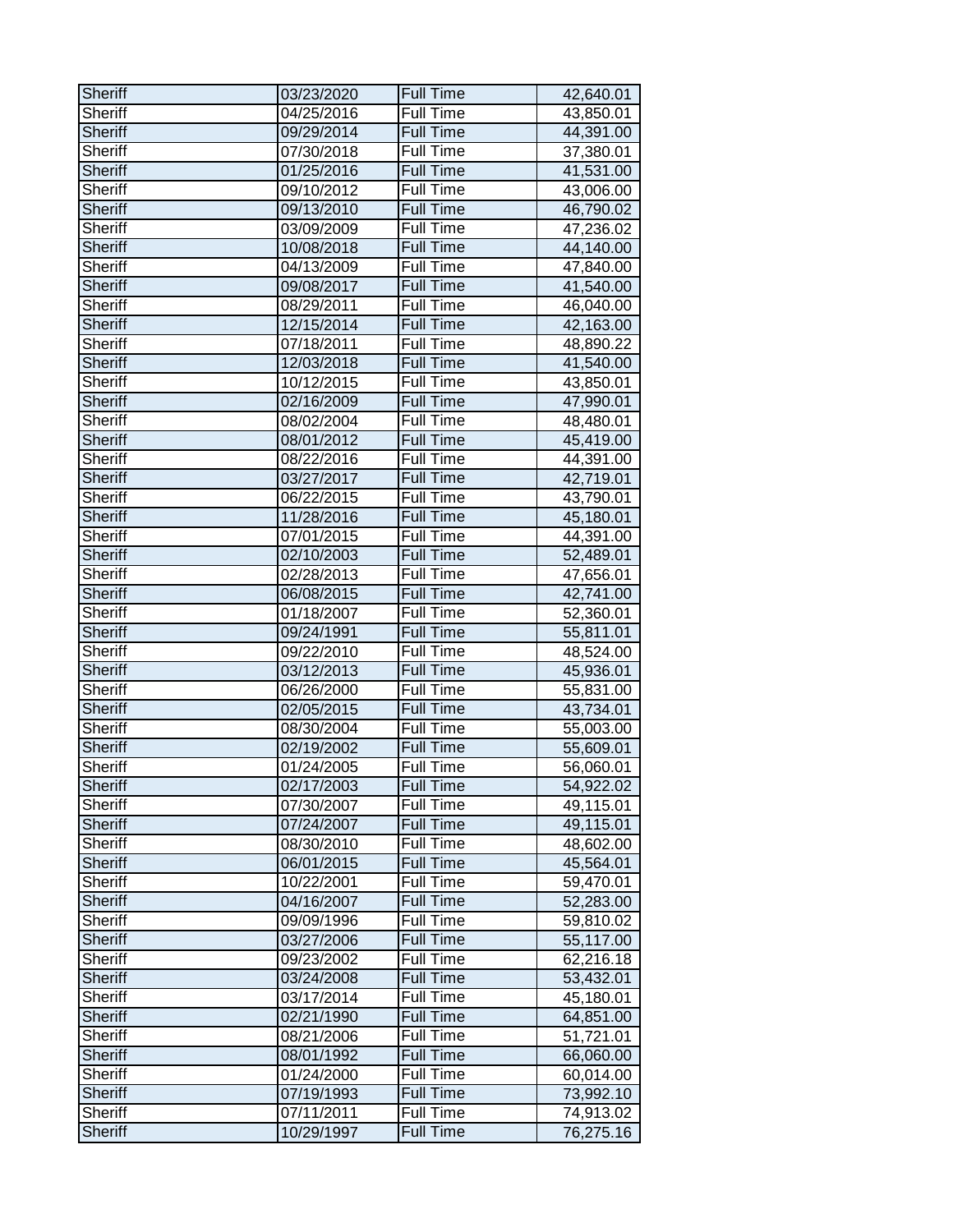| | | | |
|---|---|---|---|
| Sheriff | 03/23/2020 | Full Time | 42,640.01 |
| Sheriff | 04/25/2016 | Full Time | 43,850.01 |
| Sheriff | 09/29/2014 | Full Time | 44,391.00 |
| Sheriff | 07/30/2018 | Full Time | 37,380.01 |
| Sheriff | 01/25/2016 | Full Time | 41,531.00 |
| Sheriff | 09/10/2012 | Full Time | 43,006.00 |
| Sheriff | 09/13/2010 | Full Time | 46,790.02 |
| Sheriff | 03/09/2009 | Full Time | 47,236.02 |
| Sheriff | 10/08/2018 | Full Time | 44,140.00 |
| Sheriff | 04/13/2009 | Full Time | 47,840.00 |
| Sheriff | 09/08/2017 | Full Time | 41,540.00 |
| Sheriff | 08/29/2011 | Full Time | 46,040.00 |
| Sheriff | 12/15/2014 | Full Time | 42,163.00 |
| Sheriff | 07/18/2011 | Full Time | 48,890.22 |
| Sheriff | 12/03/2018 | Full Time | 41,540.00 |
| Sheriff | 10/12/2015 | Full Time | 43,850.01 |
| Sheriff | 02/16/2009 | Full Time | 47,990.01 |
| Sheriff | 08/02/2004 | Full Time | 48,480.01 |
| Sheriff | 08/01/2012 | Full Time | 45,419.00 |
| Sheriff | 08/22/2016 | Full Time | 44,391.00 |
| Sheriff | 03/27/2017 | Full Time | 42,719.01 |
| Sheriff | 06/22/2015 | Full Time | 43,790.01 |
| Sheriff | 11/28/2016 | Full Time | 45,180.01 |
| Sheriff | 07/01/2015 | Full Time | 44,391.00 |
| Sheriff | 02/10/2003 | Full Time | 52,489.01 |
| Sheriff | 02/28/2013 | Full Time | 47,656.01 |
| Sheriff | 06/08/2015 | Full Time | 42,741.00 |
| Sheriff | 01/18/2007 | Full Time | 52,360.01 |
| Sheriff | 09/24/1991 | Full Time | 55,811.01 |
| Sheriff | 09/22/2010 | Full Time | 48,524.00 |
| Sheriff | 03/12/2013 | Full Time | 45,936.01 |
| Sheriff | 06/26/2000 | Full Time | 55,831.00 |
| Sheriff | 02/05/2015 | Full Time | 43,734.01 |
| Sheriff | 08/30/2004 | Full Time | 55,003.00 |
| Sheriff | 02/19/2002 | Full Time | 55,609.01 |
| Sheriff | 01/24/2005 | Full Time | 56,060.01 |
| Sheriff | 02/17/2003 | Full Time | 54,922.02 |
| Sheriff | 07/30/2007 | Full Time | 49,115.01 |
| Sheriff | 07/24/2007 | Full Time | 49,115.01 |
| Sheriff | 08/30/2010 | Full Time | 48,602.00 |
| Sheriff | 06/01/2015 | Full Time | 45,564.01 |
| Sheriff | 10/22/2001 | Full Time | 59,470.01 |
| Sheriff | 04/16/2007 | Full Time | 52,283.00 |
| Sheriff | 09/09/1996 | Full Time | 59,810.02 |
| Sheriff | 03/27/2006 | Full Time | 55,117.00 |
| Sheriff | 09/23/2002 | Full Time | 62,216.18 |
| Sheriff | 03/24/2008 | Full Time | 53,432.01 |
| Sheriff | 03/17/2014 | Full Time | 45,180.01 |
| Sheriff | 02/21/1990 | Full Time | 64,851.00 |
| Sheriff | 08/21/2006 | Full Time | 51,721.01 |
| Sheriff | 08/01/1992 | Full Time | 66,060.00 |
| Sheriff | 01/24/2000 | Full Time | 60,014.00 |
| Sheriff | 07/19/1993 | Full Time | 73,992.10 |
| Sheriff | 07/11/2011 | Full Time | 74,913.02 |
| Sheriff | 10/29/1997 | Full Time | 76,275.16 |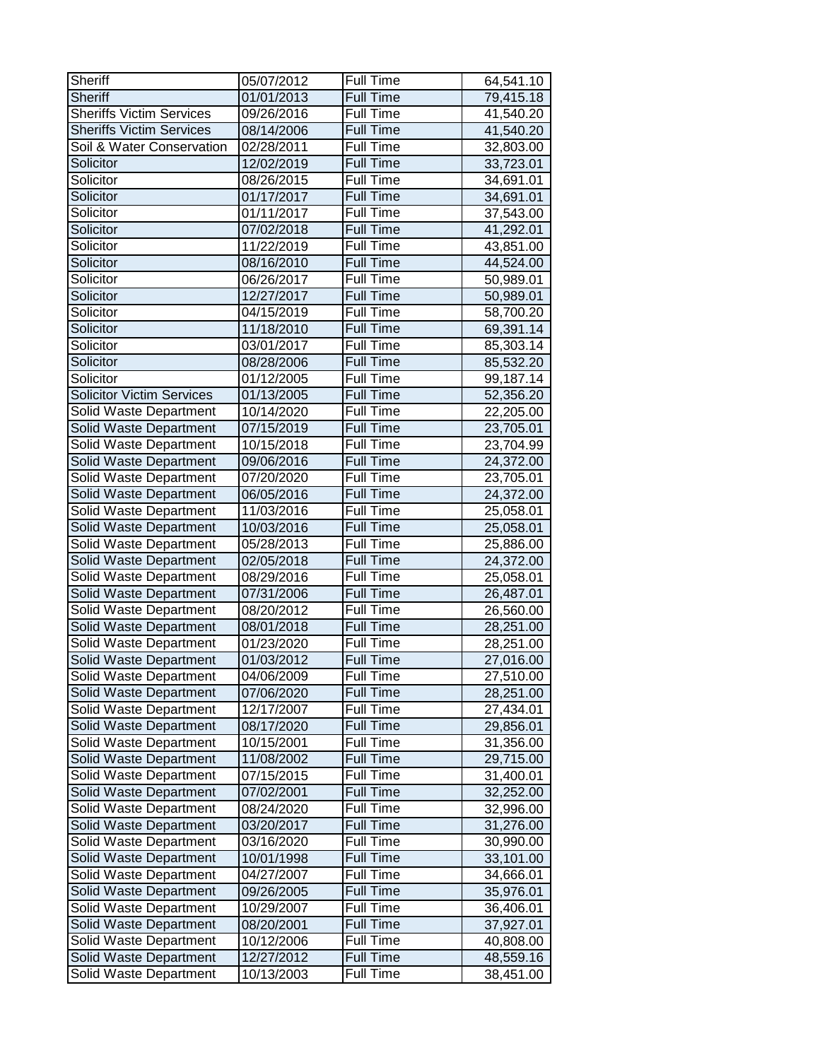| | | | |
|---|---|---|---|
| Sheriff | 05/07/2012 | Full Time | 64,541.10 |
| Sheriff | 01/01/2013 | Full Time | 79,415.18 |
| Sheriffs Victim Services | 09/26/2016 | Full Time | 41,540.20 |
| Sheriffs Victim Services | 08/14/2006 | Full Time | 41,540.20 |
| Soil & Water Conservation | 02/28/2011 | Full Time | 32,803.00 |
| Solicitor | 12/02/2019 | Full Time | 33,723.01 |
| Solicitor | 08/26/2015 | Full Time | 34,691.01 |
| Solicitor | 01/17/2017 | Full Time | 34,691.01 |
| Solicitor | 01/11/2017 | Full Time | 37,543.00 |
| Solicitor | 07/02/2018 | Full Time | 41,292.01 |
| Solicitor | 11/22/2019 | Full Time | 43,851.00 |
| Solicitor | 08/16/2010 | Full Time | 44,524.00 |
| Solicitor | 06/26/2017 | Full Time | 50,989.01 |
| Solicitor | 12/27/2017 | Full Time | 50,989.01 |
| Solicitor | 04/15/2019 | Full Time | 58,700.20 |
| Solicitor | 11/18/2010 | Full Time | 69,391.14 |
| Solicitor | 03/01/2017 | Full Time | 85,303.14 |
| Solicitor | 08/28/2006 | Full Time | 85,532.20 |
| Solicitor | 01/12/2005 | Full Time | 99,187.14 |
| Solicitor Victim Services | 01/13/2005 | Full Time | 52,356.20 |
| Solid Waste Department | 10/14/2020 | Full Time | 22,205.00 |
| Solid Waste Department | 07/15/2019 | Full Time | 23,705.01 |
| Solid Waste Department | 10/15/2018 | Full Time | 23,704.99 |
| Solid Waste Department | 09/06/2016 | Full Time | 24,372.00 |
| Solid Waste Department | 07/20/2020 | Full Time | 23,705.01 |
| Solid Waste Department | 06/05/2016 | Full Time | 24,372.00 |
| Solid Waste Department | 11/03/2016 | Full Time | 25,058.01 |
| Solid Waste Department | 10/03/2016 | Full Time | 25,058.01 |
| Solid Waste Department | 05/28/2013 | Full Time | 25,886.00 |
| Solid Waste Department | 02/05/2018 | Full Time | 24,372.00 |
| Solid Waste Department | 08/29/2016 | Full Time | 25,058.01 |
| Solid Waste Department | 07/31/2006 | Full Time | 26,487.01 |
| Solid Waste Department | 08/20/2012 | Full Time | 26,560.00 |
| Solid Waste Department | 08/01/2018 | Full Time | 28,251.00 |
| Solid Waste Department | 01/23/2020 | Full Time | 28,251.00 |
| Solid Waste Department | 01/03/2012 | Full Time | 27,016.00 |
| Solid Waste Department | 04/06/2009 | Full Time | 27,510.00 |
| Solid Waste Department | 07/06/2020 | Full Time | 28,251.00 |
| Solid Waste Department | 12/17/2007 | Full Time | 27,434.01 |
| Solid Waste Department | 08/17/2020 | Full Time | 29,856.01 |
| Solid Waste Department | 10/15/2001 | Full Time | 31,356.00 |
| Solid Waste Department | 11/08/2002 | Full Time | 29,715.00 |
| Solid Waste Department | 07/15/2015 | Full Time | 31,400.01 |
| Solid Waste Department | 07/02/2001 | Full Time | 32,252.00 |
| Solid Waste Department | 08/24/2020 | Full Time | 32,996.00 |
| Solid Waste Department | 03/20/2017 | Full Time | 31,276.00 |
| Solid Waste Department | 03/16/2020 | Full Time | 30,990.00 |
| Solid Waste Department | 10/01/1998 | Full Time | 33,101.00 |
| Solid Waste Department | 04/27/2007 | Full Time | 34,666.01 |
| Solid Waste Department | 09/26/2005 | Full Time | 35,976.01 |
| Solid Waste Department | 10/29/2007 | Full Time | 36,406.01 |
| Solid Waste Department | 08/20/2001 | Full Time | 37,927.01 |
| Solid Waste Department | 10/12/2006 | Full Time | 40,808.00 |
| Solid Waste Department | 12/27/2012 | Full Time | 48,559.16 |
| Solid Waste Department | 10/13/2003 | Full Time | 38,451.00 |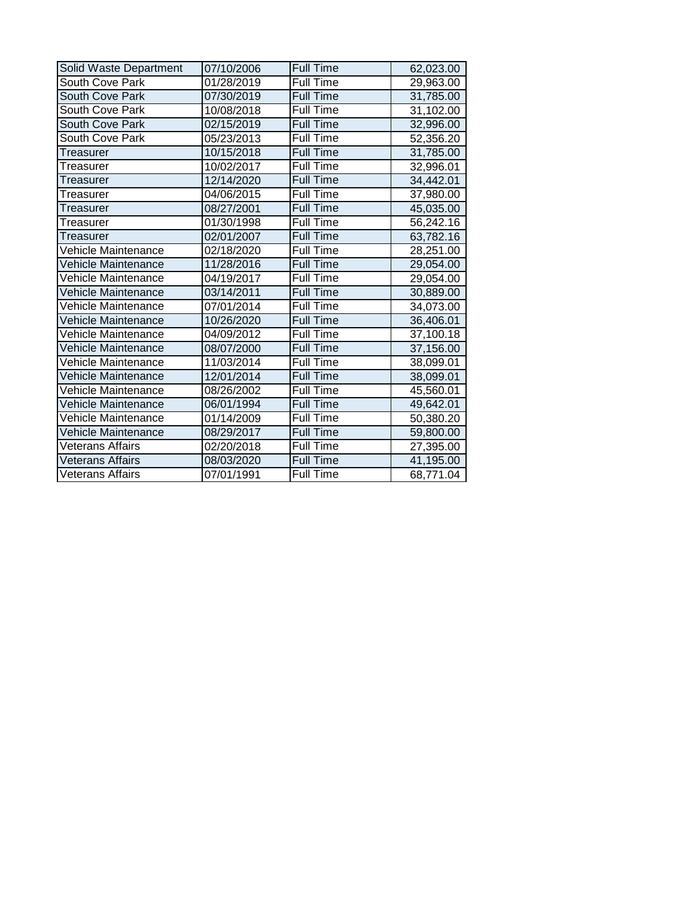| | | | |
|---|---|---|---|
| Solid Waste Department | 07/10/2006 | Full Time | 62,023.00 |
| South Cove Park | 01/28/2019 | Full Time | 29,963.00 |
| South Cove Park | 07/30/2019 | Full Time | 31,785.00 |
| South Cove Park | 10/08/2018 | Full Time | 31,102.00 |
| South Cove Park | 02/15/2019 | Full Time | 32,996.00 |
| South Cove Park | 05/23/2013 | Full Time | 52,356.20 |
| Treasurer | 10/15/2018 | Full Time | 31,785.00 |
| Treasurer | 10/02/2017 | Full Time | 32,996.01 |
| Treasurer | 12/14/2020 | Full Time | 34,442.01 |
| Treasurer | 04/06/2015 | Full Time | 37,980.00 |
| Treasurer | 08/27/2001 | Full Time | 45,035.00 |
| Treasurer | 01/30/1998 | Full Time | 56,242.16 |
| Treasurer | 02/01/2007 | Full Time | 63,782.16 |
| Vehicle Maintenance | 02/18/2020 | Full Time | 28,251.00 |
| Vehicle Maintenance | 11/28/2016 | Full Time | 29,054.00 |
| Vehicle Maintenance | 04/19/2017 | Full Time | 29,054.00 |
| Vehicle Maintenance | 03/14/2011 | Full Time | 30,889.00 |
| Vehicle Maintenance | 07/01/2014 | Full Time | 34,073.00 |
| Vehicle Maintenance | 10/26/2020 | Full Time | 36,406.01 |
| Vehicle Maintenance | 04/09/2012 | Full Time | 37,100.18 |
| Vehicle Maintenance | 08/07/2000 | Full Time | 37,156.00 |
| Vehicle Maintenance | 11/03/2014 | Full Time | 38,099.01 |
| Vehicle Maintenance | 12/01/2014 | Full Time | 38,099.01 |
| Vehicle Maintenance | 08/26/2002 | Full Time | 45,560.01 |
| Vehicle Maintenance | 06/01/1994 | Full Time | 49,642.01 |
| Vehicle Maintenance | 01/14/2009 | Full Time | 50,380.20 |
| Vehicle Maintenance | 08/29/2017 | Full Time | 59,800.00 |
| Veterans Affairs | 02/20/2018 | Full Time | 27,395.00 |
| Veterans Affairs | 08/03/2020 | Full Time | 41,195.00 |
| Veterans Affairs | 07/01/1991 | Full Time | 68,771.04 |